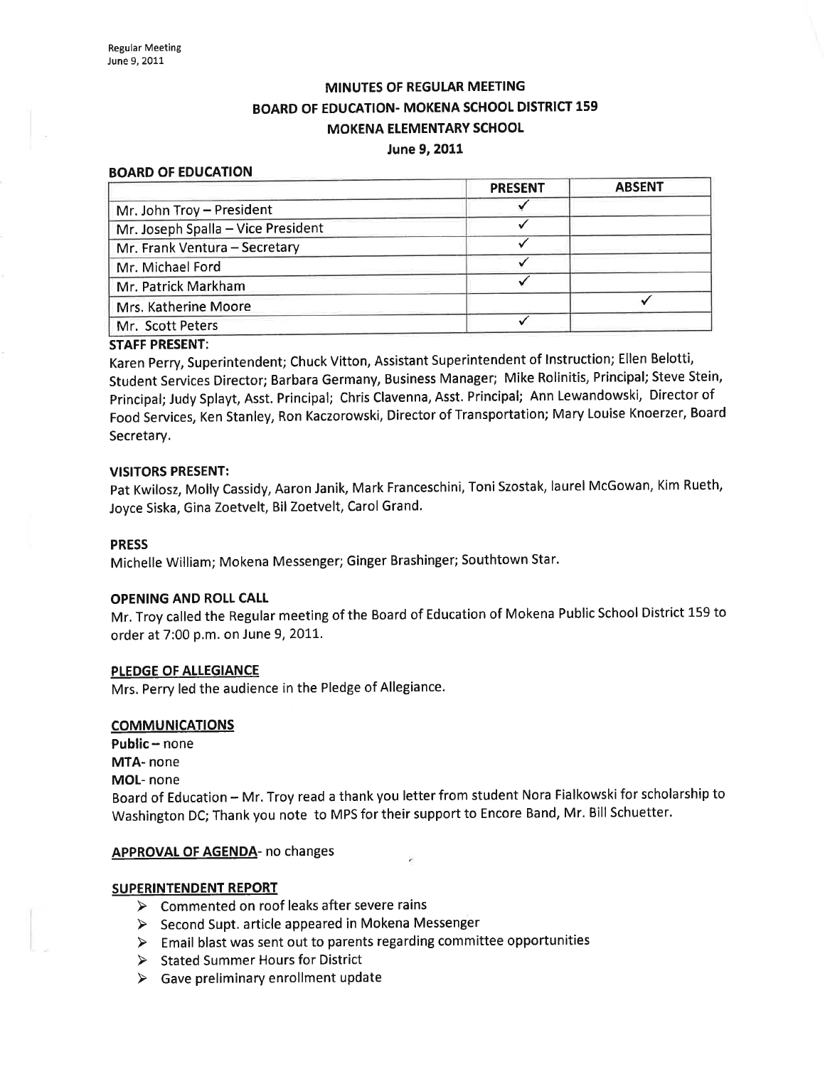# MINUTES OF REGULAR MEETING
# BOARD OF EDUCATION- MOKENA SCHOOL DISTRICT 159
# MOKENA ELEMENTARY SCHOOL
# June 9, 2011

## BOARD OF EDUCATION

| | PRESENT | ABSENT |
|---|---|---|
| Mr. John Troy – President | ✓ | |
| Mr. Joseph Spalla – Vice President | ✓ | |
| Mr. Frank Ventura – Secretary | ✓ | |
| Mr. Michael Ford | ✓ | |
| Mr. Patrick Markham | ✓ | |
| Mrs. Katherine Moore | | ✓ |
| Mr. Scott Peters | ✓ | |

## STAFF PRESENT:

Karen Perry, Superintendent; Chuck Vitton, Assistant Superintendent of Instruction; Ellen Belotti, Student Services Director; Barbara Germany, Business Manager; Mike Rolinitis, Principal; Steve Stein, Principal; Judy Splayt, Asst. Principal; Chris Clavenna, Asst. Principal; Ann Lewandowski, Director of Food Services, Ken Stanley, Ron Kaczorowski, Director of Transportation; Mary Louise Knoerzer, Board Secretary.

## VISITORS PRESENT:

Pat Kwilosz, Molly Cassidy, Aaron Janik, Mark Franceschini, Toni Szostak, laurel McGowan, Kim Rueth, Joyce Siska, Gina Zoetvelt, Bil Zoetvelt, Carol Grand.

## PRESS

Michelle William; Mokena Messenger; Ginger Brashinger; Southtown Star.

## OPENING AND ROLL CALL

Mr. Troy called the Regular meeting of the Board of Education of Mokena Public School District 159 to order at 7:00 p.m. on June 9, 2011.

## PLEDGE OF ALLEGIANCE

Mrs. Perry led the audience in the Pledge of Allegiance.

## COMMUNICATIONS

**Public** – none

**MTA**- none

**MOL**- none

Board of Education – Mr. Troy read a thank you letter from student Nora Fialkowski for scholarship to Washington DC; Thank you note to MPS for their support to Encore Band, Mr. Bill Schuetter.

**APPROVAL OF AGENDA**- no changes

## SUPERINTENDENT REPORT

- Commented on roof leaks after severe rains
- Second Supt. article appeared in Mokena Messenger
- Email blast was sent out to parents regarding committee opportunities
- Stated Summer Hours for District
- Gave preliminary enrollment update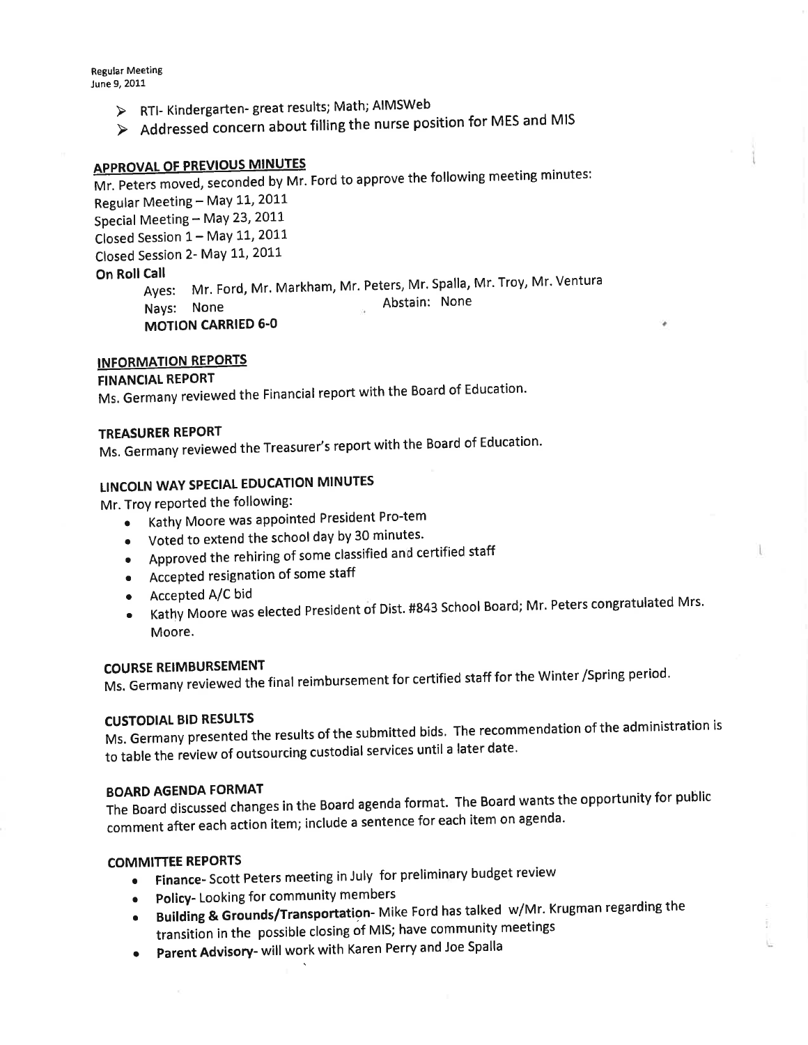- RTI- Kindergarten- great results; Math; AIMSWeb
- Addressed concern about filling the nurse position for MES and MIS

## APPROVAL OF PREVIOUS MINUTES

Mr. Peters moved, seconded by Mr. Ford to approve the following meeting minutes:

Regular Meeting – May 11, 2011
Special Meeting – May 23, 2011
Closed Session 1 – May 11, 2011
Closed Session 2- May 11, 2011

**On Roll Call**

Ayes: Mr. Ford, Mr. Markham, Mr. Peters, Mr. Spalla, Mr. Troy, Mr. Ventura
Nays: None    Abstain: None
**MOTION CARRIED 6-0**

## INFORMATION REPORTS

### FINANCIAL REPORT

Ms. Germany reviewed the Financial report with the Board of Education.

### TREASURER REPORT

Ms. Germany reviewed the Treasurer's report with the Board of Education.

### LINCOLN WAY SPECIAL EDUCATION MINUTES

Mr. Troy reported the following:

- Kathy Moore was appointed President Pro-tem
- Voted to extend the school day by 30 minutes.
- Approved the rehiring of some classified and certified staff
- Accepted resignation of some staff
- Accepted A/C bid
- Kathy Moore was elected President of Dist. #843 School Board; Mr. Peters congratulated Mrs. Moore.

### COURSE REIMBURSEMENT

Ms. Germany reviewed the final reimbursement for certified staff for the Winter /Spring period.

### CUSTODIAL BID RESULTS

Ms. Germany presented the results of the submitted bids. The recommendation of the administration is to table the review of outsourcing custodial services until a later date.

### BOARD AGENDA FORMAT

The Board discussed changes in the Board agenda format. The Board wants the opportunity for public comment after each action item; include a sentence for each item on agenda.

### COMMITTEE REPORTS

- **Finance**- Scott Peters meeting in July for preliminary budget review
- **Policy**- Looking for community members
- **Building & Grounds/Transportation**- Mike Ford has talked w/Mr. Krugman regarding the transition in the possible closing of MIS; have community meetings
- **Parent Advisory**- will work with Karen Perry and Joe Spalla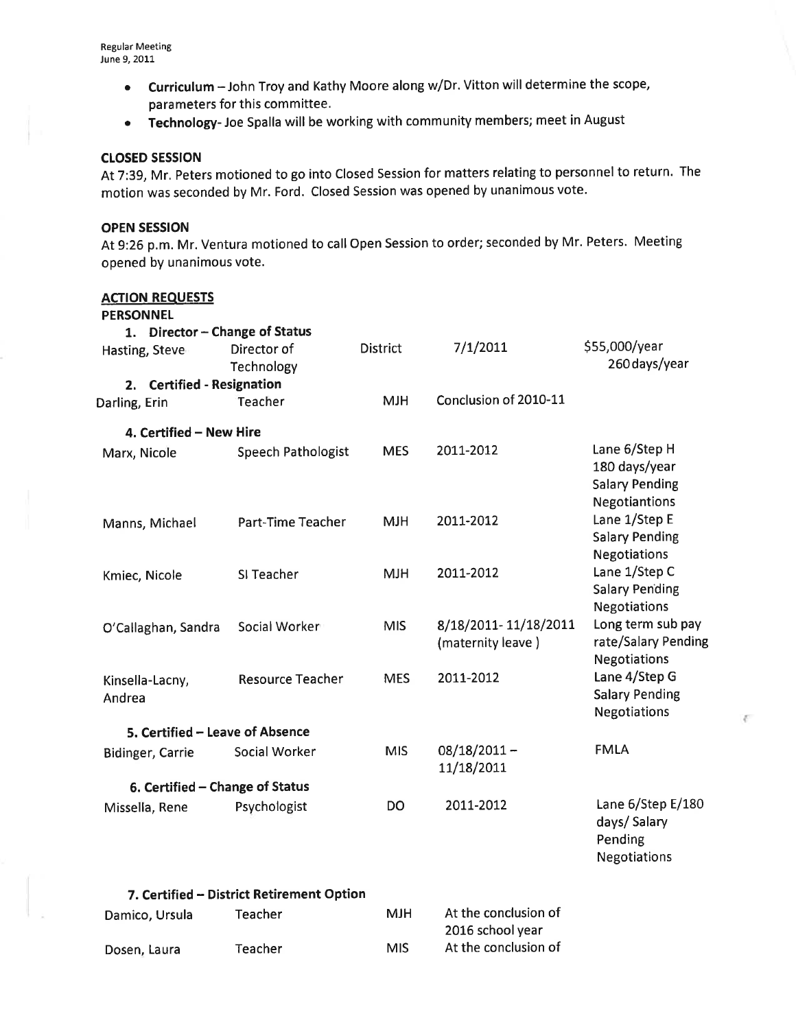- **Curriculum** – John Troy and Kathy Moore along w/Dr. Vitton will determine the scope, parameters for this committee.
- **Technology**- Joe Spalla will be working with community members; meet in August

**CLOSED SESSION**

At 7:39, Mr. Peters motioned to go into Closed Session for matters relating to personnel to return. The motion was seconded by Mr. Ford. Closed Session was opened by unanimous vote.

**OPEN SESSION**

At 9:26 p.m. Mr. Ventura motioned to call Open Session to order; seconded by Mr. Peters. Meeting opened by unanimous vote.

**ACTION REQUESTS**

**PERSONNEL**

**1. Director – Change of Status**

| | | | | |
|---|---|---|---|---|
| Hasting, Steve | Director of Technology | District | 7/1/2011 | $55,000/year 260 days/year |

**2. Certified - Resignation**

| | | | | |
|---|---|---|---|---|
| Darling, Erin | Teacher | MJH | Conclusion of 2010-11 | |

**4. Certified – New Hire**

| | | | | |
|---|---|---|---|---|
| Marx, Nicole | Speech Pathologist | MES | 2011-2012 | Lane 6/Step H 180 days/year Salary Pending Negotiantions |
| Manns, Michael | Part-Time Teacher | MJH | 2011-2012 | Lane 1/Step E Salary Pending Negotiations |
| Kmiec, Nicole | SI Teacher | MJH | 2011-2012 | Lane 1/Step C Salary Pending Negotiations |
| O'Callaghan, Sandra | Social Worker | MIS | 8/18/2011- 11/18/2011 (maternity leave ) | Long term sub pay rate/Salary Pending Negotiations |
| Kinsella-Lacny, Andrea | Resource Teacher | MES | 2011-2012 | Lane 4/Step G Salary Pending Negotiations |

**5. Certified – Leave of Absence**

| | | | | |
|---|---|---|---|---|
| Bidinger, Carrie | Social Worker | MIS | 08/18/2011 – 11/18/2011 | FMLA |

**6. Certified – Change of Status**

| | | | | |
|---|---|---|---|---|
| Missella, Rene | Psychologist | DO | 2011-2012 | Lane 6/Step E/180 days/ Salary Pending Negotiations |

**7. Certified – District Retirement Option**

| | | | |
|---|---|---|---|
| Damico, Ursula | Teacher | MJH | At the conclusion of 2016 school year |
| Dosen, Laura | Teacher | MIS | At the conclusion of |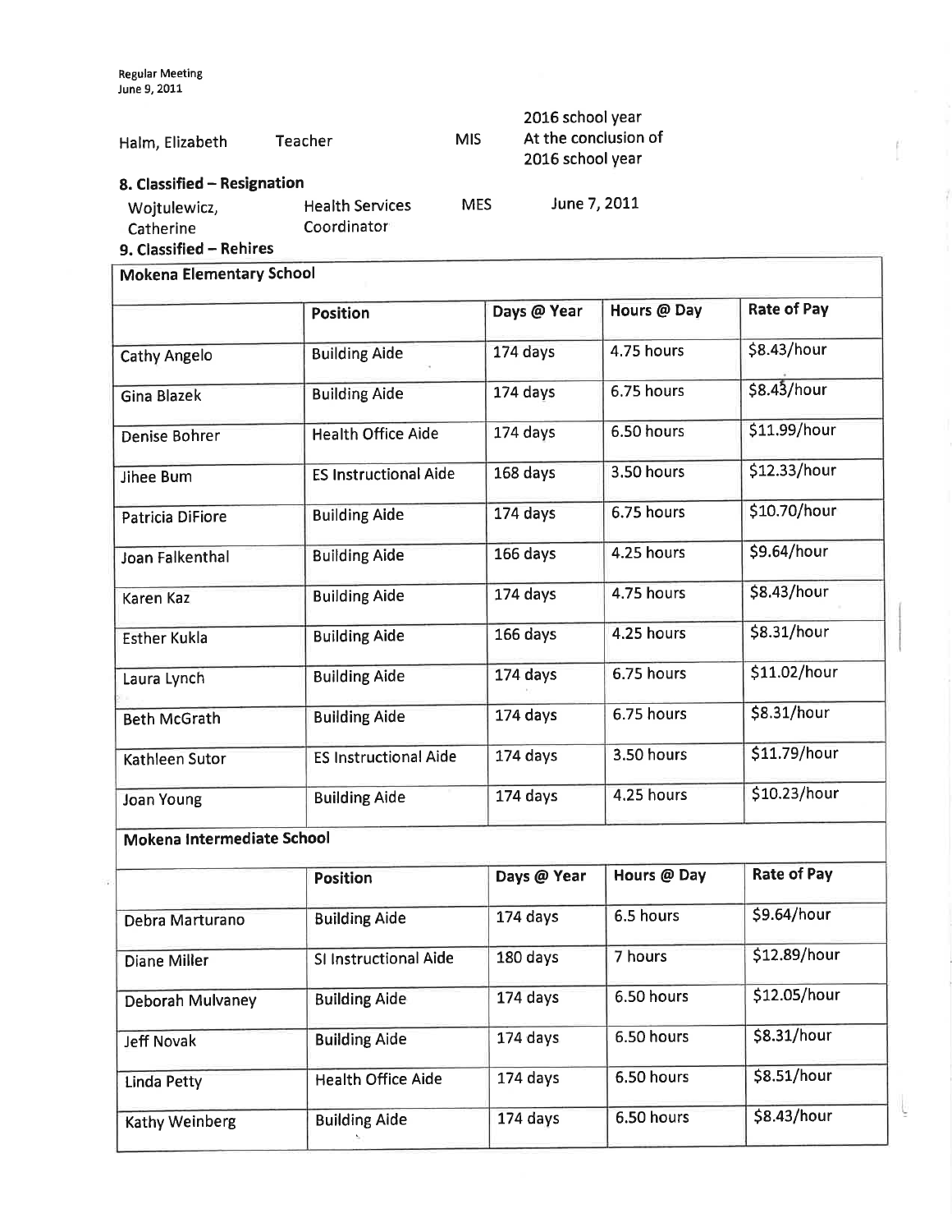| | | | |
|---|---|---|---|
| Halm, Elizabeth | Teacher | MIS | 2016 school year<br>At the conclusion of 2016 school year |

**8. Classified – Resignation**

| | | | |
|---|---|---|---|
| Wojtulewicz, Catherine | Health Services Coordinator | MES | June 7, 2011 |

**9. Classified – Rehires**

| **Mokena Elementary School** | | | | |
|---|---|---|---|---|
| | **Position** | **Days @ Year** | **Hours @ Day** | **Rate of Pay** |
| Cathy Angelo | Building Aide | 174 days | 4.75 hours | $8.43/hour |
| Gina Blazek | Building Aide | 174 days | 6.75 hours | $8.43/hour |
| Denise Bohrer | Health Office Aide | 174 days | 6.50 hours | $11.99/hour |
| Jihee Bum | ES Instructional Aide | 168 days | 3.50 hours | $12.33/hour |
| Patricia DiFiore | Building Aide | 174 days | 6.75 hours | $10.70/hour |
| Joan Falkenthal | Building Aide | 166 days | 4.25 hours | $9.64/hour |
| Karen Kaz | Building Aide | 174 days | 4.75 hours | $8.43/hour |
| Esther Kukla | Building Aide | 166 days | 4.25 hours | $8.31/hour |
| Laura Lynch | Building Aide | 174 days | 6.75 hours | $11.02/hour |
| Beth McGrath | Building Aide | 174 days | 6.75 hours | $8.31/hour |
| Kathleen Sutor | ES Instructional Aide | 174 days | 3.50 hours | $11.79/hour |
| Joan Young | Building Aide | 174 days | 4.25 hours | $10.23/hour |

| **Mokena Intermediate School** | | | | |
|---|---|---|---|---|
| | **Position** | **Days @ Year** | **Hours @ Day** | **Rate of Pay** |
| Debra Marturano | Building Aide | 174 days | 6.5 hours | $9.64/hour |
| Diane Miller | SI Instructional Aide | 180 days | 7 hours | $12.89/hour |
| Deborah Mulvaney | Building Aide | 174 days | 6.50 hours | $12.05/hour |
| Jeff Novak | Building Aide | 174 days | 6.50 hours | $8.31/hour |
| Linda Petty | Health Office Aide | 174 days | 6.50 hours | $8.51/hour |
| Kathy Weinberg | Building Aide | 174 days | 6.50 hours | $8.43/hour |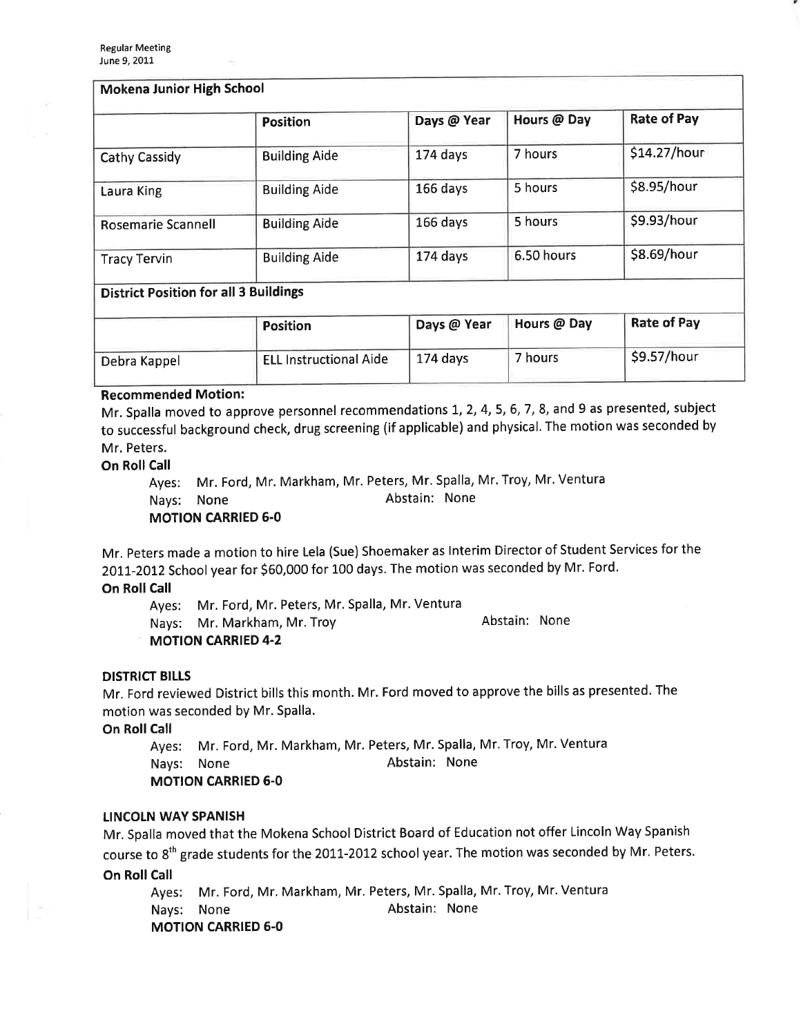| Mokena Junior High School | | | | |
|---|---|---|---|---|
| | Position | Days @ Year | Hours @ Day | Rate of Pay |
| Cathy Cassidy | Building Aide | 174 days | 7 hours | $14.27/hour |
| Laura King | Building Aide | 166 days | 5 hours | $8.95/hour |
| Rosemarie Scannell | Building Aide | 166 days | 5 hours | $9.93/hour |
| Tracy Tervin | Building Aide | 174 days | 6.50 hours | $8.69/hour |

| District Position for all 3 Buildings | | | | |
|---|---|---|---|---|
| | Position | Days @ Year | Hours @ Day | Rate of Pay |
| Debra Kappel | ELL Instructional Aide | 174 days | 7 hours | $9.57/hour |

**Recommended Motion:**

Mr. Spalla moved to approve personnel recommendations 1, 2, 4, 5, 6, 7, 8, and 9 as presented, subject to successful background check, drug screening (if applicable) and physical. The motion was seconded by Mr. Peters.

**On Roll Call**

Ayes: Mr. Ford, Mr. Markham, Mr. Peters, Mr. Spalla, Mr. Troy, Mr. Ventura
Nays: None Abstain: None
**MOTION CARRIED 6-0**

Mr. Peters made a motion to hire Lela (Sue) Shoemaker as Interim Director of Student Services for the 2011-2012 School year for $60,000 for 100 days. The motion was seconded by Mr. Ford.

**On Roll Call**

Ayes: Mr. Ford, Mr. Peters, Mr. Spalla, Mr. Ventura
Nays: Mr. Markham, Mr. Troy Abstain: None
**MOTION CARRIED 4-2**

**DISTRICT BILLS**

Mr. Ford reviewed District bills this month. Mr. Ford moved to approve the bills as presented. The motion was seconded by Mr. Spalla.

**On Roll Call**

Ayes: Mr. Ford, Mr. Markham, Mr. Peters, Mr. Spalla, Mr. Troy, Mr. Ventura
Nays: None Abstain: None
**MOTION CARRIED 6-0**

**LINCOLN WAY SPANISH**

Mr. Spalla moved that the Mokena School District Board of Education not offer Lincoln Way Spanish course to 8th grade students for the 2011-2012 school year. The motion was seconded by Mr. Peters.

**On Roll Call**

Ayes: Mr. Ford, Mr. Markham, Mr. Peters, Mr. Spalla, Mr. Troy, Mr. Ventura
Nays: None Abstain: None
**MOTION CARRIED 6-0**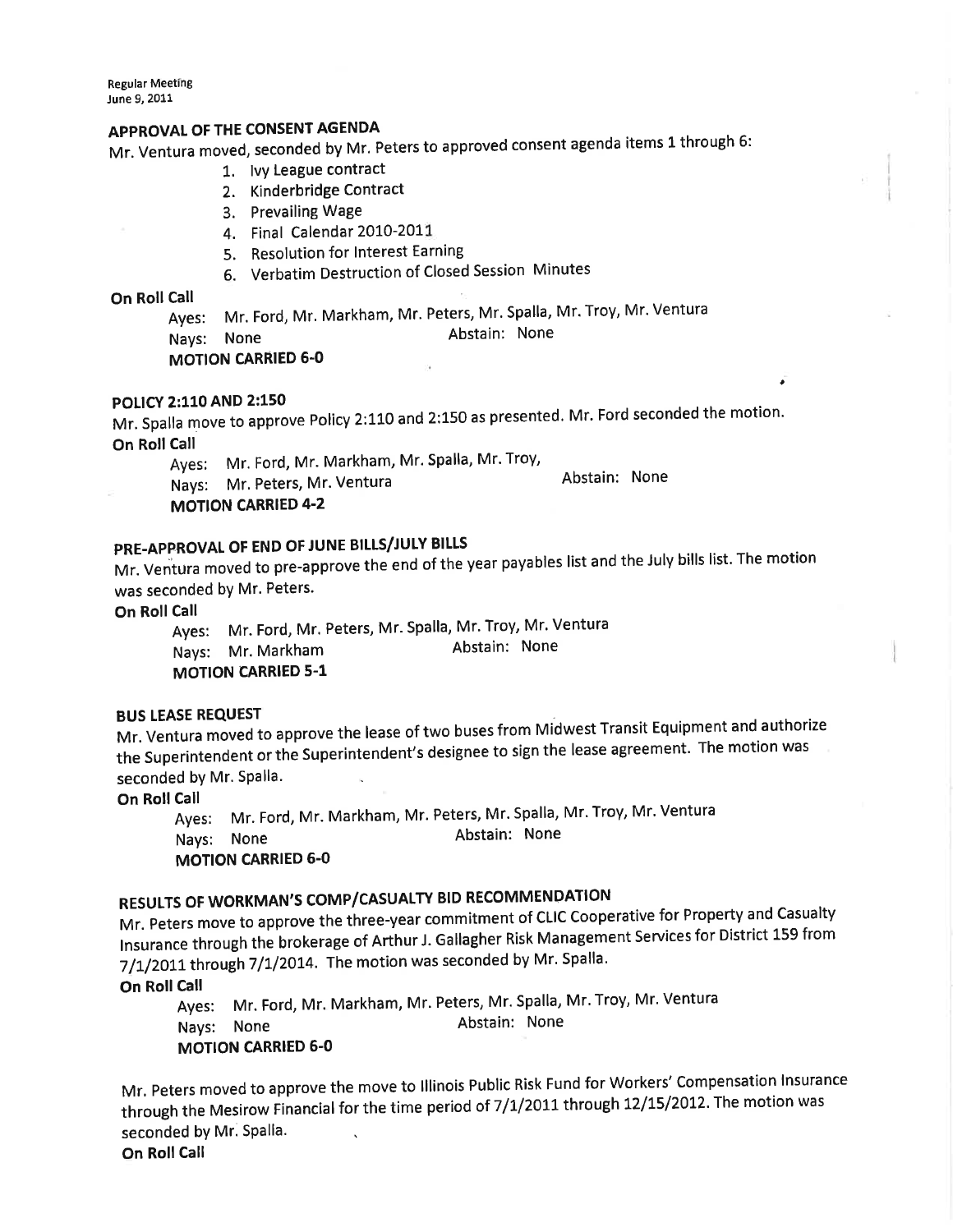## APPROVAL OF THE CONSENT AGENDA

Mr. Ventura moved, seconded by Mr. Peters to approved consent agenda items 1 through 6:

1. Ivy League contract
2. Kinderbridge Contract
3. Prevailing Wage
4. Final Calendar 2010-2011
5. Resolution for Interest Earning
6. Verbatim Destruction of Closed Session Minutes

**On Roll Call**

Ayes: Mr. Ford, Mr. Markham, Mr. Peters, Mr. Spalla, Mr. Troy, Mr. Ventura
Nays: None Abstain: None
**MOTION CARRIED 6-0**

## POLICY 2:110 AND 2:150

Mr. Spalla move to approve Policy 2:110 and 2:150 as presented. Mr. Ford seconded the motion.

**On Roll Call**

Ayes: Mr. Ford, Mr. Markham, Mr. Spalla, Mr. Troy,
Nays: Mr. Peters, Mr. Ventura Abstain: None
**MOTION CARRIED 4-2**

## PRE-APPROVAL OF END OF JUNE BILLS/JULY BILLS

Mr. Ventura moved to pre-approve the end of the year payables list and the July bills list. The motion was seconded by Mr. Peters.

**On Roll Call**

Ayes: Mr. Ford, Mr. Peters, Mr. Spalla, Mr. Troy, Mr. Ventura
Nays: Mr. Markham Abstain: None
**MOTION CARRIED 5-1**

## BUS LEASE REQUEST

Mr. Ventura moved to approve the lease of two buses from Midwest Transit Equipment and authorize the Superintendent or the Superintendent's designee to sign the lease agreement. The motion was seconded by Mr. Spalla.

**On Roll Call**

Ayes: Mr. Ford, Mr. Markham, Mr. Peters, Mr. Spalla, Mr. Troy, Mr. Ventura
Nays: None Abstain: None
**MOTION CARRIED 6-0**

## RESULTS OF WORKMAN'S COMP/CASUALTY BID RECOMMENDATION

Mr. Peters move to approve the three-year commitment of CLIC Cooperative for Property and Casualty Insurance through the brokerage of Arthur J. Gallagher Risk Management Services for District 159 from 7/1/2011 through 7/1/2014. The motion was seconded by Mr. Spalla.

**On Roll Call**

Ayes: Mr. Ford, Mr. Markham, Mr. Peters, Mr. Spalla, Mr. Troy, Mr. Ventura
Nays: None Abstain: None
**MOTION CARRIED 6-0**

Mr. Peters moved to approve the move to Illinois Public Risk Fund for Workers' Compensation Insurance through the Mesirow Financial for the time period of 7/1/2011 through 12/15/2012. The motion was seconded by Mr. Spalla.

**On Roll Call**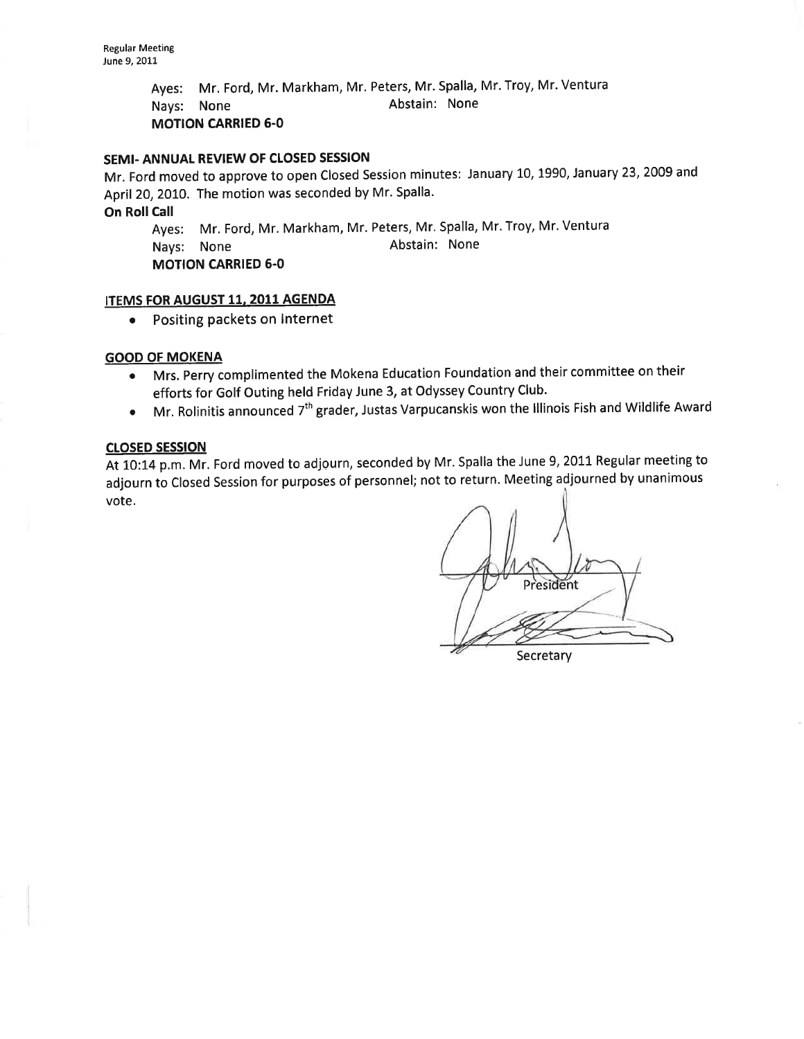Ayes: Mr. Ford, Mr. Markham, Mr. Peters, Mr. Spalla, Mr. Troy, Mr. Ventura
Nays: None Abstain: None
**MOTION CARRIED 6-0**

**SEMI- ANNUAL REVIEW OF CLOSED SESSION**

Mr. Ford moved to approve to open Closed Session minutes: January 10, 1990, January 23, 2009 and April 20, 2010. The motion was seconded by Mr. Spalla.

**On Roll Call**

Ayes: Mr. Ford, Mr. Markham, Mr. Peters, Mr. Spalla, Mr. Troy, Mr. Ventura
Nays: None Abstain: None
**MOTION CARRIED 6-0**

**ITEMS FOR AUGUST 11, 2011 AGENDA**

- Positing packets on Internet

**GOOD OF MOKENA**

- Mrs. Perry complimented the Mokena Education Foundation and their committee on their efforts for Golf Outing held Friday June 3, at Odyssey Country Club.
- Mr. Rolinitis announced 7th grader, Justas Varpucanskis won the Illinois Fish and Wildlife Award

**CLOSED SESSION**

At 10:14 p.m. Mr. Ford moved to adjourn, seconded by Mr. Spalla the June 9, 2011 Regular meeting to adjourn to Closed Session for purposes of personnel; not to return. Meeting adjourned by unanimous vote.

President

Secretary